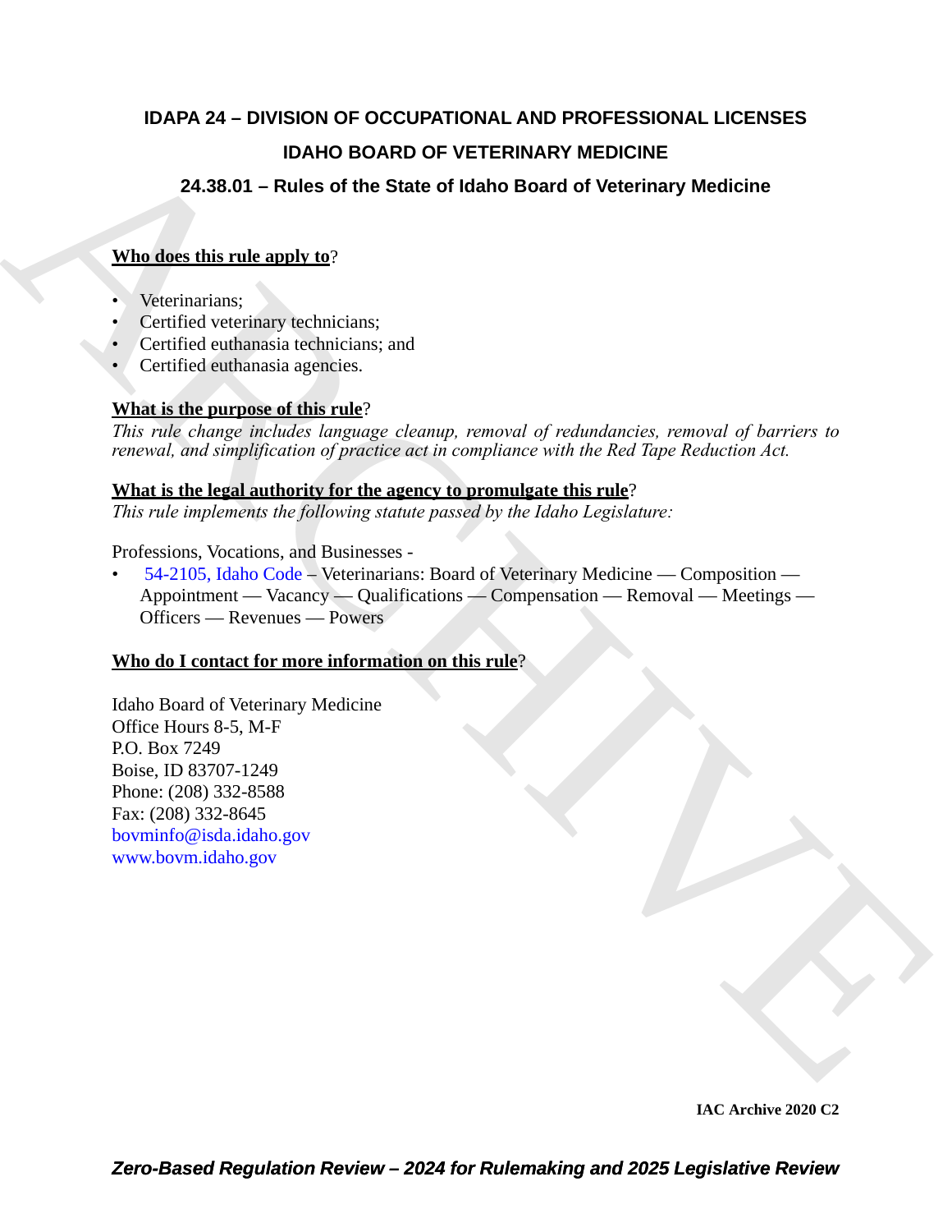# IDAPA 24 – DIVISION OF OCCUPATIONAL AND PROFESSIONAL LICENSES

## IDAHO BOARD OF VETERINARY MEDICINE

### 24.38.01 – Rules of the State of Idaho Board of Veterinary Medicine

**Who does this rule apply to**?

- Veterinarians;
- Certified veterinary technicians;
- Certified euthanasia technicians; and
- Certified euthanasia agencies.

**What is the purpose of this rule**?

*This rule change includes language cleanup, removal of redundancies, removal of barriers to renewal, and simplification of practice act in compliance with the Red Tape Reduction Act.*

**What is the legal authority for the agency to promulgate this rule**?

*This rule implements the following statute passed by the Idaho Legislature:*

Professions, Vocations, and Businesses -

- 54-2105, Idaho Code – Veterinarians: Board of Veterinary Medicine — Composition — Appointment — Vacancy — Qualifications — Compensation — Removal — Meetings — Officers — Revenues — Powers

**Who do I contact for more information on this rule**?

Idaho Board of Veterinary Medicine
Office Hours 8-5, M-F
P.O. Box 7249
Boise, ID 83707-1249
Phone: (208) 332-8588
Fax: (208) 332-8645
bovminfo@isda.idaho.gov
www.bovm.idaho.gov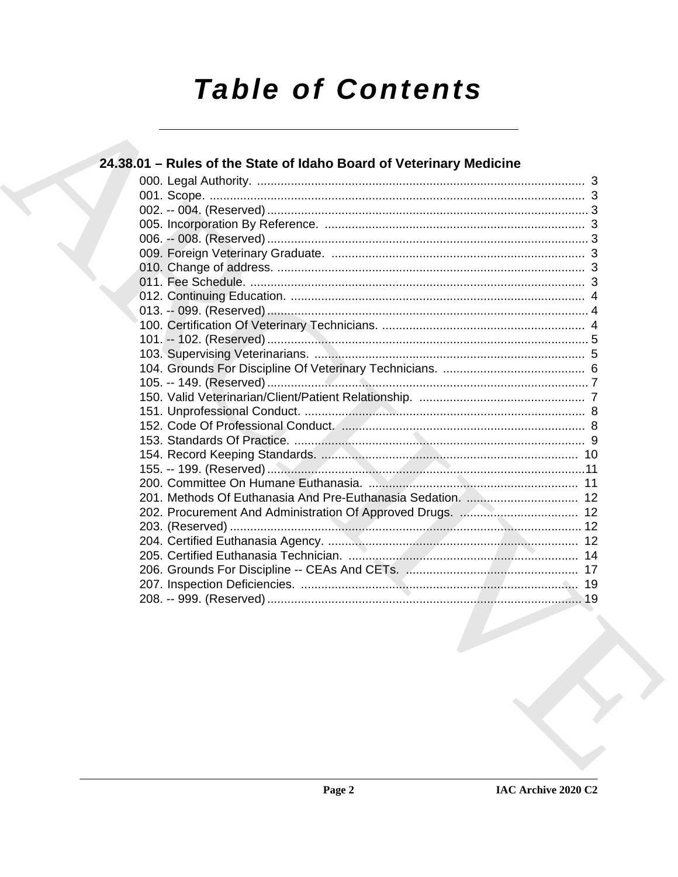# Table of Contents

## 24.38.01 – Rules of the State of Idaho Board of Veterinary Medicine

000. Legal Authority. ........................................................ 3
001. Scope. ........................................................ 3
002. -- 004. (Reserved) ........................................................ 3
005. Incorporation By Reference. ........................................................ 3
006. -- 008. (Reserved) ........................................................ 3
009. Foreign Veterinary Graduate. ........................................................ 3
010. Change of address. ........................................................ 3
011. Fee Schedule. ........................................................ 3
012. Continuing Education. ........................................................ 4
013. -- 099. (Reserved) ........................................................ 4
100. Certification Of Veterinary Technicians. ........................................................ 4
101. -- 102. (Reserved) ........................................................ 5
103. Supervising Veterinarians. ........................................................ 5
104. Grounds For Discipline Of Veterinary Technicians. ........................................................ 6
105. -- 149. (Reserved) ........................................................ 7
150. Valid Veterinarian/Client/Patient Relationship. ........................................................ 7
151. Unprofessional Conduct. ........................................................ 8
152. Code Of Professional Conduct. ........................................................ 8
153. Standards Of Practice. ........................................................ 9
154. Record Keeping Standards. ........................................................ 10
155. -- 199. (Reserved) ........................................................ 11
200. Committee On Humane Euthanasia. ........................................................ 11
201. Methods Of Euthanasia And Pre-Euthanasia Sedation. ........................................................ 12
202. Procurement And Administration Of Approved Drugs. ........................................................ 12
203. (Reserved) ........................................................ 12
204. Certified Euthanasia Agency. ........................................................ 12
205. Certified Euthanasia Technician. ........................................................ 14
206. Grounds For Discipline -- CEAs And CETs. ........................................................ 17
207. Inspection Deficiencies. ........................................................ 19
208. -- 999. (Reserved) ........................................................ 19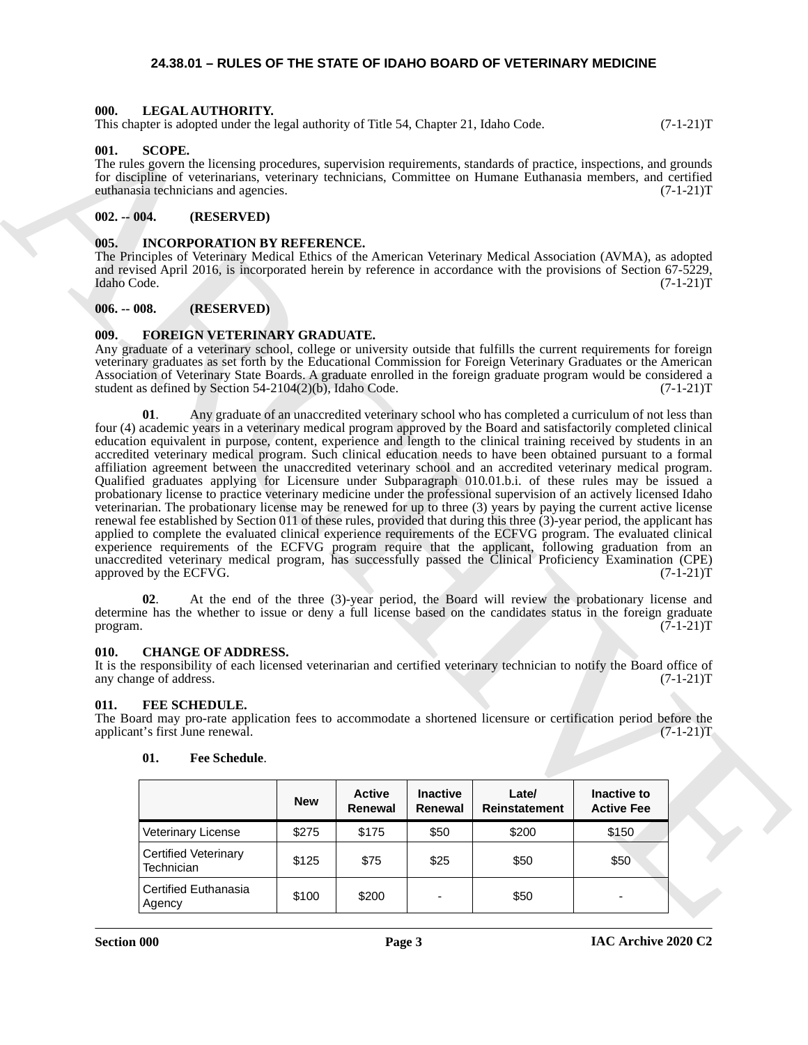# 24.38.01 – RULES OF THE STATE OF IDAHO BOARD OF VETERINARY MEDICINE

**000. LEGAL AUTHORITY.**
This chapter is adopted under the legal authority of Title 54, Chapter 21, Idaho Code. (7-1-21)T

**001. SCOPE.**
The rules govern the licensing procedures, supervision requirements, standards of practice, inspections, and grounds for discipline of veterinarians, veterinary technicians, Committee on Humane Euthanasia members, and certified euthanasia technicians and agencies. (7-1-21)T

**002. -- 004. (RESERVED)**

**005. INCORPORATION BY REFERENCE.**
The Principles of Veterinary Medical Ethics of the American Veterinary Medical Association (AVMA), as adopted and revised April 2016, is incorporated herein by reference in accordance with the provisions of Section 67-5229, Idaho Code. (7-1-21)T

**006. -- 008. (RESERVED)**

**009. FOREIGN VETERINARY GRADUATE.**
Any graduate of a veterinary school, college or university outside that fulfills the current requirements for foreign veterinary graduates as set forth by the Educational Commission for Foreign Veterinary Graduates or the American Association of Veterinary State Boards. A graduate enrolled in the foreign graduate program would be considered a student as defined by Section 54-2104(2)(b), Idaho Code. (7-1-21)T

**01**. Any graduate of an unaccredited veterinary school who has completed a curriculum of not less than four (4) academic years in a veterinary medical program approved by the Board and satisfactorily completed clinical education equivalent in purpose, content, experience and length to the clinical training received by students in an accredited veterinary medical program. Such clinical education needs to have been obtained pursuant to a formal affiliation agreement between the unaccredited veterinary school and an accredited veterinary medical program. Qualified graduates applying for Licensure under Subparagraph 010.01.b.i. of these rules may be issued a probationary license to practice veterinary medicine under the professional supervision of an actively licensed Idaho veterinarian. The probationary license may be renewed for up to three (3) years by paying the current active license renewal fee established by Section 011 of these rules, provided that during this three (3)-year period, the applicant has applied to complete the evaluated clinical experience requirements of the ECFVG program. The evaluated clinical experience requirements of the ECFVG program require that the applicant, following graduation from an unaccredited veterinary medical program, has successfully passed the Clinical Proficiency Examination (CPE) approved by the ECFVG. (7-1-21)T

**02**. At the end of the three (3)-year period, the Board will review the probationary license and determine has the whether to issue or deny a full license based on the candidates status in the foreign graduate program. (7-1-21)T

**010. CHANGE OF ADDRESS.**
It is the responsibility of each licensed veterinarian and certified veterinary technician to notify the Board office of any change of address. (7-1-21)T

**011. FEE SCHEDULE.**
The Board may pro-rate application fees to accommodate a shortened licensure or certification period before the applicant's first June renewal. (7-1-21)T

**01. Fee Schedule**.

| | New | Active Renewal | Inactive Renewal | Late/ Reinstatement | Inactive to Active Fee |
|---|---|---|---|---|---|
| Veterinary License | $275 | $175 | $50 | $200 | $150 |
| Certified Veterinary Technician | $125 | $75 | $25 | $50 | $50 |
| Certified Euthanasia Agency | $100 | $200 | - | $50 | - |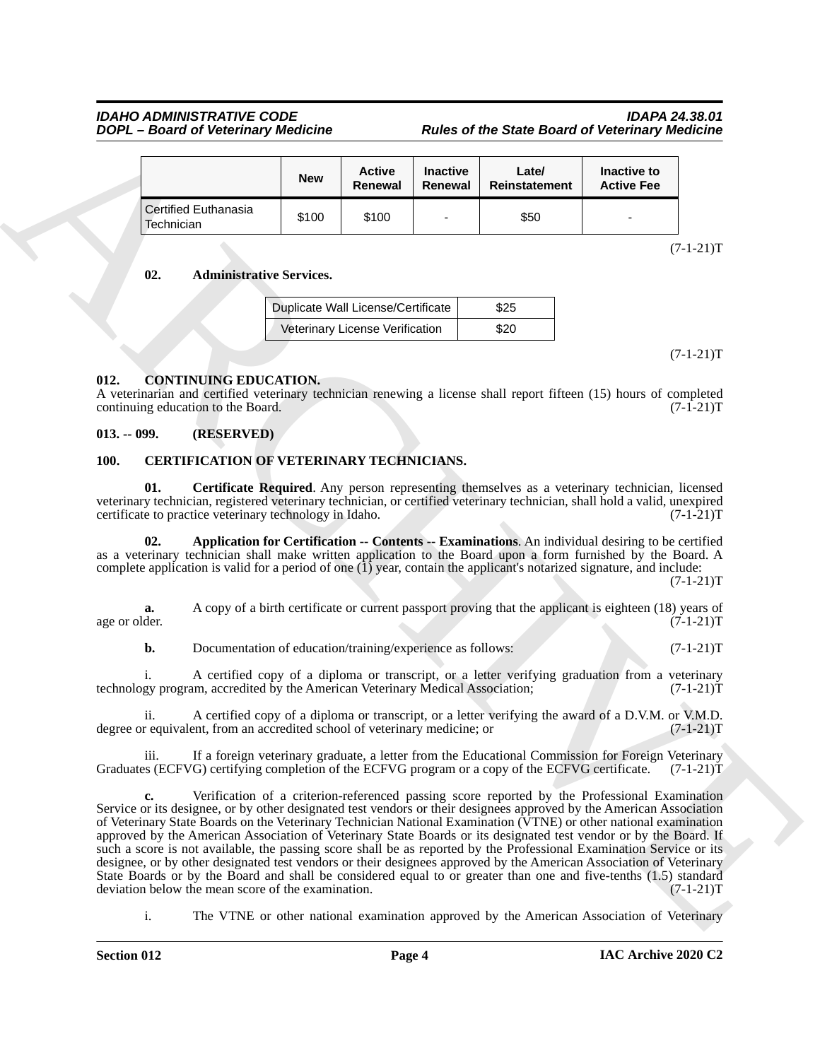| | New | Active Renewal | Inactive Renewal | Late/ Reinstatement | Inactive to Active Fee |
|---|---|---|---|---|---|
| Certified Euthanasia Technician | $100 | $100 | - | $50 | - |

(7-1-21)T

**02. Administrative Services.**

| Duplicate Wall License/Certificate | $25 |
|---|---|
| Veterinary License Verification | $20 |

(7-1-21)T

### 012. CONTINUING EDUCATION.

A veterinarian and certified veterinary technician renewing a license shall report fifteen (15) hours of completed continuing education to the Board. (7-1-21)T

### 013. -- 099. (RESERVED)

### 100. CERTIFICATION OF VETERINARY TECHNICIANS.

**01. Certificate Required**. Any person representing themselves as a veterinary technician, licensed veterinary technician, registered veterinary technician, or certified veterinary technician, shall hold a valid, unexpired certificate to practice veterinary technology in Idaho. (7-1-21)T

**02. Application for Certification -- Contents -- Examinations**. An individual desiring to be certified as a veterinary technician shall make written application to the Board upon a form furnished by the Board. A complete application is valid for a period of one (1) year, contain the applicant's notarized signature, and include: (7-1-21)T

**a.** A copy of a birth certificate or current passport proving that the applicant is eighteen (18) years of age or older. (7-1-21)T

**b.** Documentation of education/training/experience as follows: (7-1-21)T

i. A certified copy of a diploma or transcript, or a letter verifying graduation from a veterinary technology program, accredited by the American Veterinary Medical Association; (7-1-21)T

ii. A certified copy of a diploma or transcript, or a letter verifying the award of a D.V.M. or V.M.D. degree or equivalent, from an accredited school of veterinary medicine; or (7-1-21)T

iii. If a foreign veterinary graduate, a letter from the Educational Commission for Foreign Veterinary Graduates (ECFVG) certifying completion of the ECFVG program or a copy of the ECFVG certificate. (7-1-21)T

**c.** Verification of a criterion-referenced passing score reported by the Professional Examination Service or its designee, or by other designated test vendors or their designees approved by the American Association of Veterinary State Boards on the Veterinary Technician National Examination (VTNE) or other national examination approved by the American Association of Veterinary State Boards or its designated test vendor or by the Board. If such a score is not available, the passing score shall be as reported by the Professional Examination Service or its designee, or by other designated test vendors or their designees approved by the American Association of Veterinary State Boards or by the Board and shall be considered equal to or greater than one and five-tenths (1.5) standard deviation below the mean score of the examination. (7-1-21)T

i. The VTNE or other national examination approved by the American Association of Veterinary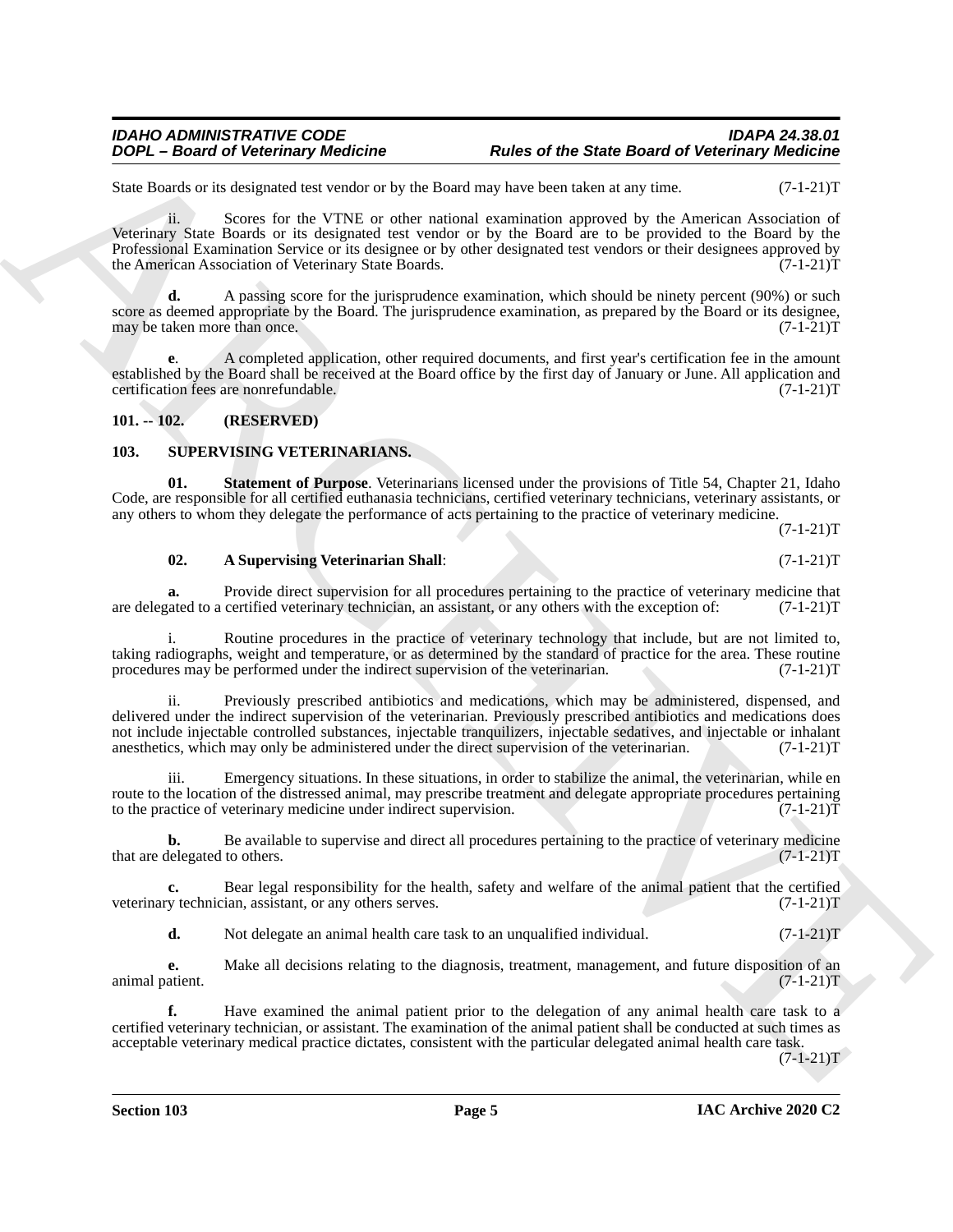State Boards or its designated test vendor or by the Board may have been taken at any time. (7-1-21)T

ii. Scores for the VTNE or other national examination approved by the American Association of Veterinary State Boards or its designated test vendor or by the Board are to be provided to the Board by the Professional Examination Service or its designee or by other designated test vendors or their designees approved by the American Association of Veterinary State Boards. (7-1-21)T

**d.** A passing score for the jurisprudence examination, which should be ninety percent (90%) or such score as deemed appropriate by the Board. The jurisprudence examination, as prepared by the Board or its designee, may be taken more than once. (7-1-21)T

**e**. A completed application, other required documents, and first year's certification fee in the amount established by the Board shall be received at the Board office by the first day of January or June. All application and certification fees are nonrefundable. (7-1-21)T

## 101. -- 102. (RESERVED)

## 103. SUPERVISING VETERINARIANS.

**01. Statement of Purpose**. Veterinarians licensed under the provisions of Title 54, Chapter 21, Idaho Code, are responsible for all certified euthanasia technicians, certified veterinary technicians, veterinary assistants, or any others to whom they delegate the performance of acts pertaining to the practice of veterinary medicine. (7-1-21)T

**02. A Supervising Veterinarian Shall**: (7-1-21)T

**a.** Provide direct supervision for all procedures pertaining to the practice of veterinary medicine that are delegated to a certified veterinary technician, an assistant, or any others with the exception of: (7-1-21)T

i. Routine procedures in the practice of veterinary technology that include, but are not limited to, taking radiographs, weight and temperature, or as determined by the standard of practice for the area. These routine procedures may be performed under the indirect supervision of the veterinarian. (7-1-21)T

ii. Previously prescribed antibiotics and medications, which may be administered, dispensed, and delivered under the indirect supervision of the veterinarian. Previously prescribed antibiotics and medications does not include injectable controlled substances, injectable tranquilizers, injectable sedatives, and injectable or inhalant anesthetics, which may only be administered under the direct supervision of the veterinarian. (7-1-21)T

iii. Emergency situations. In these situations, in order to stabilize the animal, the veterinarian, while en route to the location of the distressed animal, may prescribe treatment and delegate appropriate procedures pertaining to the practice of veterinary medicine under indirect supervision. (7-1-21)T

**b.** Be available to supervise and direct all procedures pertaining to the practice of veterinary medicine that are delegated to others. (7-1-21)T

**c.** Bear legal responsibility for the health, safety and welfare of the animal patient that the certified veterinary technician, assistant, or any others serves. (7-1-21)T

**d.** Not delegate an animal health care task to an unqualified individual. (7-1-21)T

**e.** Make all decisions relating to the diagnosis, treatment, management, and future disposition of an animal patient. (7-1-21)T

**f.** Have examined the animal patient prior to the delegation of any animal health care task to a certified veterinary technician, or assistant. The examination of the animal patient shall be conducted at such times as acceptable veterinary medical practice dictates, consistent with the particular delegated animal health care task. (7-1-21)T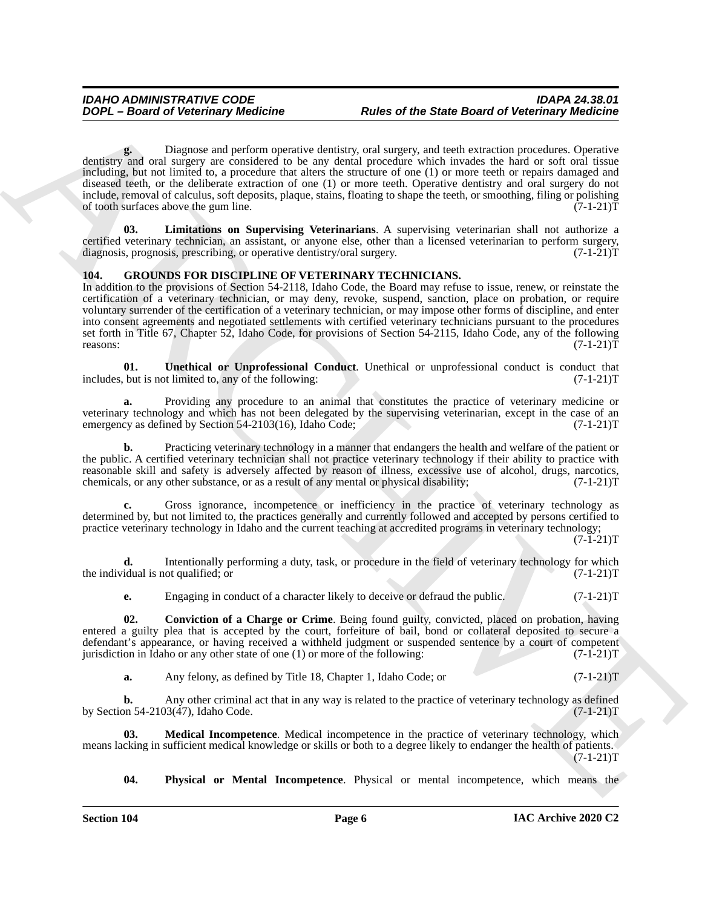**g.** Diagnose and perform operative dentistry, oral surgery, and teeth extraction procedures. Operative dentistry and oral surgery are considered to be any dental procedure which invades the hard or soft oral tissue including, but not limited to, a procedure that alters the structure of one (1) or more teeth or repairs damaged and diseased teeth, or the deliberate extraction of one (1) or more teeth. Operative dentistry and oral surgery do not include, removal of calculus, soft deposits, plaque, stains, floating to shape the teeth, or smoothing, filing or polishing of tooth surfaces above the gum line. (7-1-21)T

**03. Limitations on Supervising Veterinarians**. A supervising veterinarian shall not authorize a certified veterinary technician, an assistant, or anyone else, other than a licensed veterinarian to perform surgery, diagnosis, prognosis, prescribing, or operative dentistry/oral surgery. (7-1-21)T

## 104. GROUNDS FOR DISCIPLINE OF VETERINARY TECHNICIANS.

In addition to the provisions of Section 54-2118, Idaho Code, the Board may refuse to issue, renew, or reinstate the certification of a veterinary technician, or may deny, revoke, suspend, sanction, place on probation, or require voluntary surrender of the certification of a veterinary technician, or may impose other forms of discipline, and enter into consent agreements and negotiated settlements with certified veterinary technicians pursuant to the procedures set forth in Title 67, Chapter 52, Idaho Code, for provisions of Section 54-2115, Idaho Code, any of the following reasons: (7-1-21)T

**01. Unethical or Unprofessional Conduct**. Unethical or unprofessional conduct is conduct that includes, but is not limited to, any of the following: (7-1-21)T

**a.** Providing any procedure to an animal that constitutes the practice of veterinary medicine or veterinary technology and which has not been delegated by the supervising veterinarian, except in the case of an emergency as defined by Section 54-2103(16), Idaho Code; (7-1-21)T

**b.** Practicing veterinary technology in a manner that endangers the health and welfare of the patient or the public. A certified veterinary technician shall not practice veterinary technology if their ability to practice with reasonable skill and safety is adversely affected by reason of illness, excessive use of alcohol, drugs, narcotics, chemicals, or any other substance, or as a result of any mental or physical disability; (7-1-21)T

**c.** Gross ignorance, incompetence or inefficiency in the practice of veterinary technology as determined by, but not limited to, the practices generally and currently followed and accepted by persons certified to practice veterinary technology in Idaho and the current teaching at accredited programs in veterinary technology; (7-1-21)T

**d.** Intentionally performing a duty, task, or procedure in the field of veterinary technology for which the individual is not qualified; or (7-1-21)T

**e.** Engaging in conduct of a character likely to deceive or defraud the public. (7-1-21)T

**02. Conviction of a Charge or Crime**. Being found guilty, convicted, placed on probation, having entered a guilty plea that is accepted by the court, forfeiture of bail, bond or collateral deposited to secure a defendant's appearance, or having received a withheld judgment or suspended sentence by a court of competent jurisdiction in Idaho or any other state of one (1) or more of the following: (7-1-21)T

**a.** Any felony, as defined by Title 18, Chapter 1, Idaho Code; or (7-1-21)T

**b.** Any other criminal act that in any way is related to the practice of veterinary technology as defined by Section 54-2103(47), Idaho Code. (7-1-21)T

**03. Medical Incompetence**. Medical incompetence in the practice of veterinary technology, which means lacking in sufficient medical knowledge or skills or both to a degree likely to endanger the health of patients. (7-1-21)T

**04. Physical or Mental Incompetence**. Physical or mental incompetence, which means the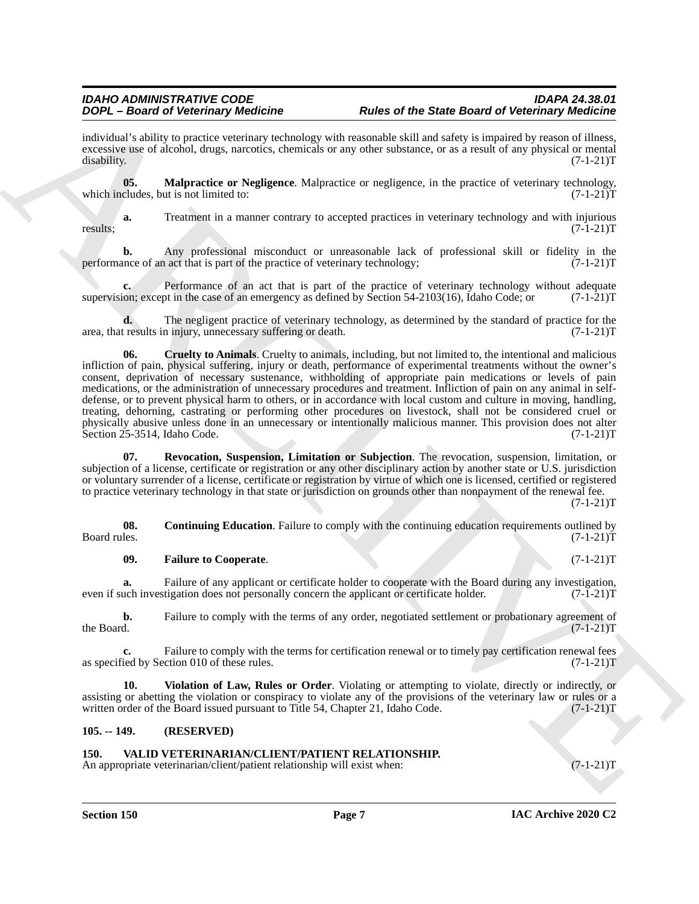individual's ability to practice veterinary technology with reasonable skill and safety is impaired by reason of illness, excessive use of alcohol, drugs, narcotics, chemicals or any other substance, or as a result of any physical or mental disability. (7-1-21)T

**05. Malpractice or Negligence**. Malpractice or negligence, in the practice of veterinary technology, which includes, but is not limited to: (7-1-21)T

**a.** Treatment in a manner contrary to accepted practices in veterinary technology and with injurious results; (7-1-21)T

**b.** Any professional misconduct or unreasonable lack of professional skill or fidelity in the performance of an act that is part of the practice of veterinary technology; (7-1-21)T

**c.** Performance of an act that is part of the practice of veterinary technology without adequate supervision; except in the case of an emergency as defined by Section 54-2103(16), Idaho Code; or (7-1-21)T

**d.** The negligent practice of veterinary technology, as determined by the standard of practice for the area, that results in injury, unnecessary suffering or death. (7-1-21)T

**06. Cruelty to Animals**. Cruelty to animals, including, but not limited to, the intentional and malicious infliction of pain, physical suffering, injury or death, performance of experimental treatments without the owner's consent, deprivation of necessary sustenance, withholding of appropriate pain medications or levels of pain medications, or the administration of unnecessary procedures and treatment. Infliction of pain on any animal in self-defense, or to prevent physical harm to others, or in accordance with local custom and culture in moving, handling, treating, dehorning, castrating or performing other procedures on livestock, shall not be considered cruel or physically abusive unless done in an unnecessary or intentionally malicious manner. This provision does not alter Section 25-3514, Idaho Code. (7-1-21)T

**07. Revocation, Suspension, Limitation or Subjection**. The revocation, suspension, limitation, or subjection of a license, certificate or registration or any other disciplinary action by another state or U.S. jurisdiction or voluntary surrender of a license, certificate or registration by virtue of which one is licensed, certified or registered to practice veterinary technology in that state or jurisdiction on grounds other than nonpayment of the renewal fee. (7-1-21)T

**08. Continuing Education**. Failure to comply with the continuing education requirements outlined by Board rules. (7-1-21)T

**09. Failure to Cooperate**. (7-1-21)T

**a.** Failure of any applicant or certificate holder to cooperate with the Board during any investigation, even if such investigation does not personally concern the applicant or certificate holder. (7-1-21)T

**b.** Failure to comply with the terms of any order, negotiated settlement or probationary agreement of the Board. (7-1-21)T

**c.** Failure to comply with the terms for certification renewal or to timely pay certification renewal fees as specified by Section 010 of these rules. (7-1-21)T

**10. Violation of Law, Rules or Order**. Violating or attempting to violate, directly or indirectly, or assisting or abetting the violation or conspiracy to violate any of the provisions of the veterinary law or rules or a written order of the Board issued pursuant to Title 54, Chapter 21, Idaho Code. (7-1-21)T

## 105. -- 149. (RESERVED)

## 150. VALID VETERINARIAN/CLIENT/PATIENT RELATIONSHIP.

An appropriate veterinarian/client/patient relationship will exist when: (7-1-21)T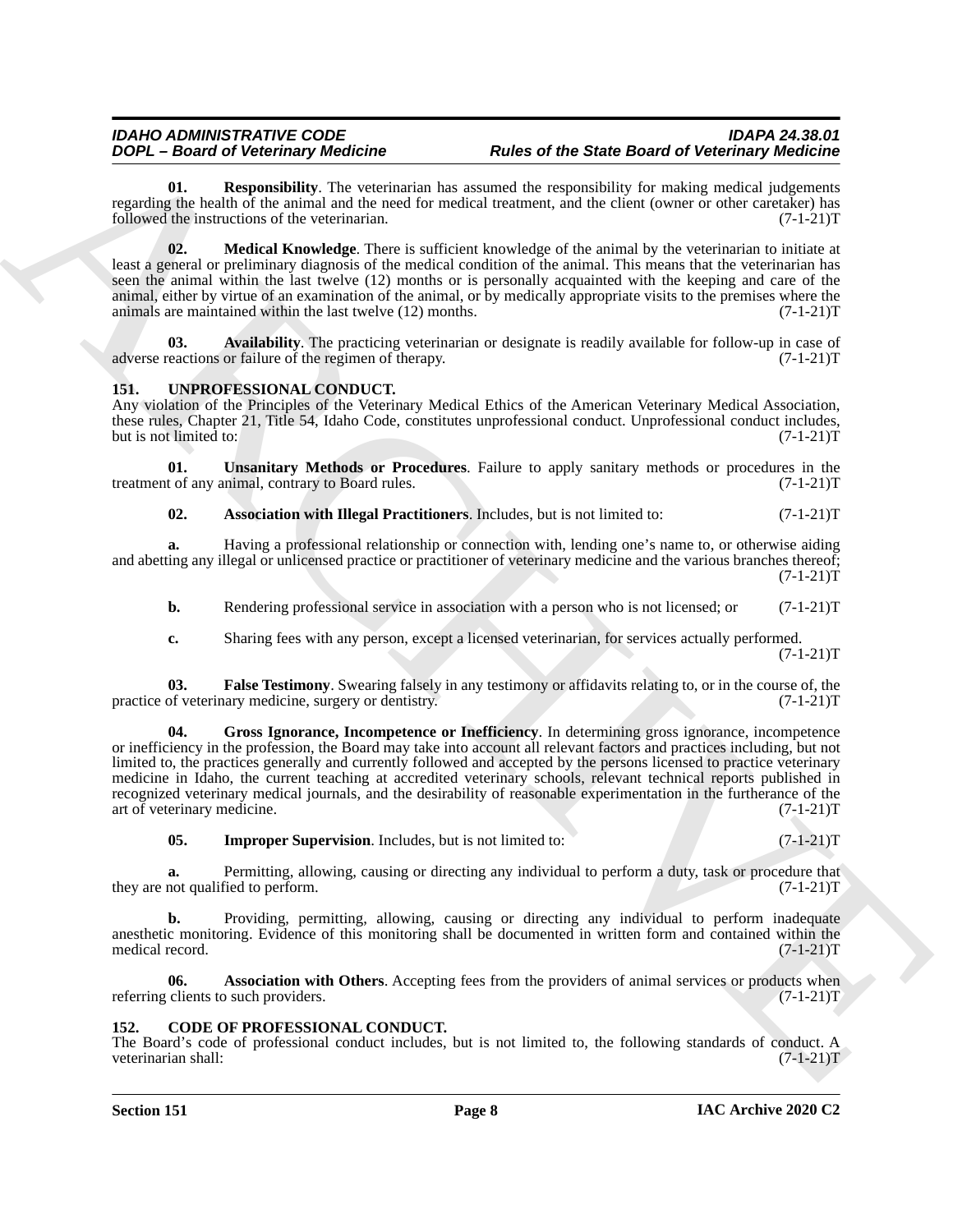**01. Responsibility**. The veterinarian has assumed the responsibility for making medical judgements regarding the health of the animal and the need for medical treatment, and the client (owner or other caretaker) has followed the instructions of the veterinarian. (7-1-21)T

**02. Medical Knowledge**. There is sufficient knowledge of the animal by the veterinarian to initiate at least a general or preliminary diagnosis of the medical condition of the animal. This means that the veterinarian has seen the animal within the last twelve (12) months or is personally acquainted with the keeping and care of the animal, either by virtue of an examination of the animal, or by medically appropriate visits to the premises where the animals are maintained within the last twelve (12) months. (7-1-21)T

**03. Availability**. The practicing veterinarian or designate is readily available for follow-up in case of adverse reactions or failure of the regimen of therapy. (7-1-21)T

## 151. UNPROFESSIONAL CONDUCT.

Any violation of the Principles of the Veterinary Medical Ethics of the American Veterinary Medical Association, these rules, Chapter 21, Title 54, Idaho Code, constitutes unprofessional conduct. Unprofessional conduct includes, but is not limited to: (7-1-21)T

**01. Unsanitary Methods or Procedures**. Failure to apply sanitary methods or procedures in the treatment of any animal, contrary to Board rules. (7-1-21)T

**02. Association with Illegal Practitioners**. Includes, but is not limited to: (7-1-21)T

**a.** Having a professional relationship or connection with, lending one's name to, or otherwise aiding and abetting any illegal or unlicensed practice or practitioner of veterinary medicine and the various branches thereof; (7-1-21)T

**b.** Rendering professional service in association with a person who is not licensed; or (7-1-21)T

**c.** Sharing fees with any person, except a licensed veterinarian, for services actually performed. (7-1-21)T

**03. False Testimony**. Swearing falsely in any testimony or affidavits relating to, or in the course of, the practice of veterinary medicine, surgery or dentistry. (7-1-21)T

**04. Gross Ignorance, Incompetence or Inefficiency**. In determining gross ignorance, incompetence or inefficiency in the profession, the Board may take into account all relevant factors and practices including, but not limited to, the practices generally and currently followed and accepted by the persons licensed to practice veterinary medicine in Idaho, the current teaching at accredited veterinary schools, relevant technical reports published in recognized veterinary medical journals, and the desirability of reasonable experimentation in the furtherance of the art of veterinary medicine. (7-1-21)T

**05. Improper Supervision**. Includes, but is not limited to: (7-1-21)T

**a.** Permitting, allowing, causing or directing any individual to perform a duty, task or procedure that they are not qualified to perform. (7-1-21)T

**b.** Providing, permitting, allowing, causing or directing any individual to perform inadequate anesthetic monitoring. Evidence of this monitoring shall be documented in written form and contained within the medical record. (7-1-21)T

**06. Association with Others**. Accepting fees from the providers of animal services or products when referring clients to such providers. (7-1-21)T

## 152. CODE OF PROFESSIONAL CONDUCT.

The Board's code of professional conduct includes, but is not limited to, the following standards of conduct. A veterinarian shall: (7-1-21)T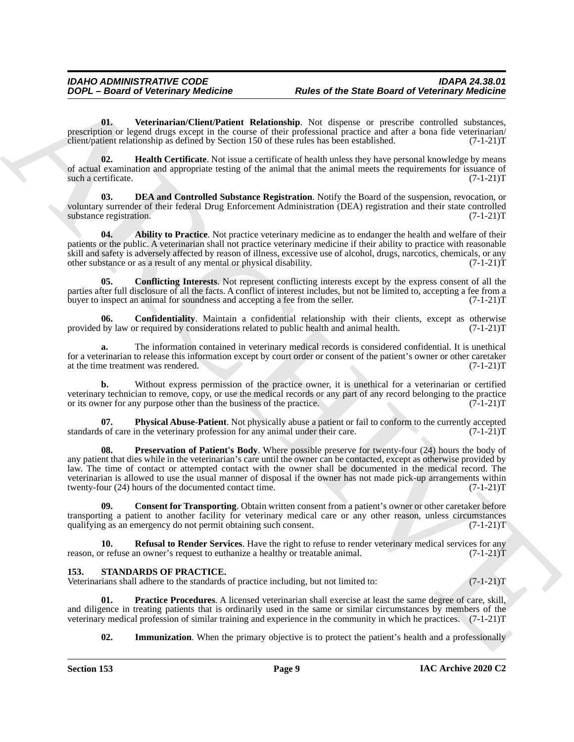**01. Veterinarian/Client/Patient Relationship**. Not dispense or prescribe controlled substances, prescription or legend drugs except in the course of their professional practice and after a bona fide veterinarian/client/patient relationship as defined by Section 150 of these rules has been established. (7-1-21)T

**02. Health Certificate**. Not issue a certificate of health unless they have personal knowledge by means of actual examination and appropriate testing of the animal that the animal meets the requirements for issuance of such a certificate. (7-1-21)T

**03. DEA and Controlled Substance Registration**. Notify the Board of the suspension, revocation, or voluntary surrender of their federal Drug Enforcement Administration (DEA) registration and their state controlled substance registration. (7-1-21)T

**04. Ability to Practice**. Not practice veterinary medicine as to endanger the health and welfare of their patients or the public. A veterinarian shall not practice veterinary medicine if their ability to practice with reasonable skill and safety is adversely affected by reason of illness, excessive use of alcohol, drugs, narcotics, chemicals, or any other substance or as a result of any mental or physical disability. (7-1-21)T

**05. Conflicting Interests**. Not represent conflicting interests except by the express consent of all the parties after full disclosure of all the facts. A conflict of interest includes, but not be limited to, accepting a fee from a buyer to inspect an animal for soundness and accepting a fee from the seller. (7-1-21)T

**06. Confidentiality**. Maintain a confidential relationship with their clients, except as otherwise provided by law or required by considerations related to public health and animal health. (7-1-21)T

**a.** The information contained in veterinary medical records is considered confidential. It is unethical for a veterinarian to release this information except by court order or consent of the patient's owner or other caretaker at the time treatment was rendered. (7-1-21)T

**b.** Without express permission of the practice owner, it is unethical for a veterinarian or certified veterinary technician to remove, copy, or use the medical records or any part of any record belonging to the practice or its owner for any purpose other than the business of the practice. (7-1-21)T

**07. Physical Abuse-Patient**. Not physically abuse a patient or fail to conform to the currently accepted standards of care in the veterinary profession for any animal under their care. (7-1-21)T

**08. Preservation of Patient's Body**. Where possible preserve for twenty-four (24) hours the body of any patient that dies while in the veterinarian's care until the owner can be contacted, except as otherwise provided by law. The time of contact or attempted contact with the owner shall be documented in the medical record. The veterinarian is allowed to use the usual manner of disposal if the owner has not made pick-up arrangements within twenty-four (24) hours of the documented contact time. (7-1-21)T

**09. Consent for Transporting**. Obtain written consent from a patient's owner or other caretaker before transporting a patient to another facility for veterinary medical care or any other reason, unless circumstances qualifying as an emergency do not permit obtaining such consent. (7-1-21)T

**10. Refusal to Render Services**. Have the right to refuse to render veterinary medical services for any reason, or refuse an owner's request to euthanize a healthy or treatable animal. (7-1-21)T

## 153. STANDARDS OF PRACTICE.

Veterinarians shall adhere to the standards of practice including, but not limited to: (7-1-21)T

**01. Practice Procedures**. A licensed veterinarian shall exercise at least the same degree of care, skill, and diligence in treating patients that is ordinarily used in the same or similar circumstances by members of the veterinary medical profession of similar training and experience in the community in which he practices. (7-1-21)T

**02. Immunization**. When the primary objective is to protect the patient's health and a professionally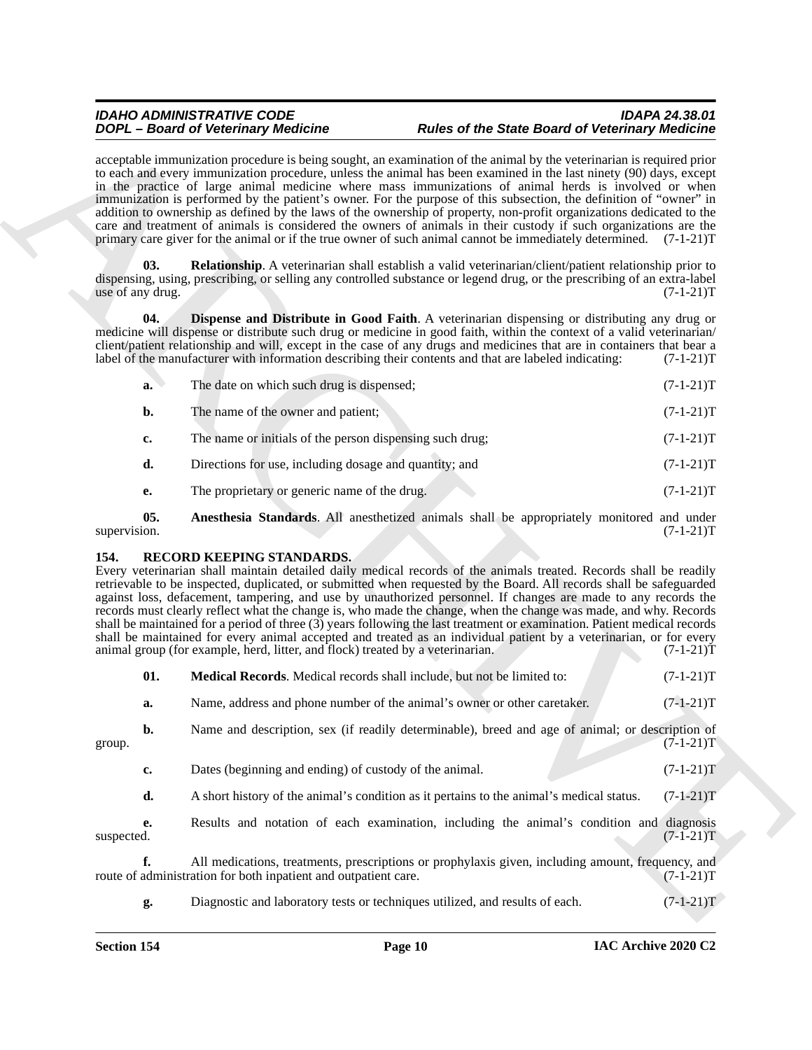acceptable immunization procedure is being sought, an examination of the animal by the veterinarian is required prior to each and every immunization procedure, unless the animal has been examined in the last ninety (90) days, except in the practice of large animal medicine where mass immunizations of animal herds is involved or when immunization is performed by the patient's owner. For the purpose of this subsection, the definition of "owner" in addition to ownership as defined by the laws of the ownership of property, non-profit organizations dedicated to the care and treatment of animals is considered the owners of animals in their custody if such organizations are the primary care giver for the animal or if the true owner of such animal cannot be immediately determined. (7-1-21)T

**03. Relationship**. A veterinarian shall establish a valid veterinarian/client/patient relationship prior to dispensing, using, prescribing, or selling any controlled substance or legend drug, or the prescribing of an extra-label use of any drug. (7-1-21)T

**04. Dispense and Distribute in Good Faith**. A veterinarian dispensing or distributing any drug or medicine will dispense or distribute such drug or medicine in good faith, within the context of a valid veterinarian/client/patient relationship and will, except in the case of any drugs and medicines that are in containers that bear a label of the manufacturer with information describing their contents and that are labeled indicating: (7-1-21)T

**a.** The date on which such drug is dispensed; (7-1-21)T

**b.** The name of the owner and patient; (7-1-21)T

**c.** The name or initials of the person dispensing such drug; (7-1-21)T

**d.** Directions for use, including dosage and quantity; and (7-1-21)T

**e.** The proprietary or generic name of the drug. (7-1-21)T

**05. Anesthesia Standards**. All anesthetized animals shall be appropriately monitored and under supervision. (7-1-21)T

## 154. RECORD KEEPING STANDARDS.

Every veterinarian shall maintain detailed daily medical records of the animals treated. Records shall be readily retrievable to be inspected, duplicated, or submitted when requested by the Board. All records shall be safeguarded against loss, defacement, tampering, and use by unauthorized personnel. If changes are made to any records the records must clearly reflect what the change is, who made the change, when the change was made, and why. Records shall be maintained for a period of three (3) years following the last treatment or examination. Patient medical records shall be maintained for every animal accepted and treated as an individual patient by a veterinarian, or for every animal group (for example, herd, litter, and flock) treated by a veterinarian. (7-1-21)T

**01. Medical Records**. Medical records shall include, but not be limited to: (7-1-21)T

**a.** Name, address and phone number of the animal's owner or other caretaker. (7-1-21)T

**b.** Name and description, sex (if readily determinable), breed and age of animal; or description of group. (7-1-21)T

**c.** Dates (beginning and ending) of custody of the animal. (7-1-21)T

**d.** A short history of the animal's condition as it pertains to the animal's medical status. (7-1-21)T

**e.** Results and notation of each examination, including the animal's condition and diagnosis suspected. (7-1-21)T

**f.** All medications, treatments, prescriptions or prophylaxis given, including amount, frequency, and route of administration for both inpatient and outpatient care. (7-1-21)T

**g.** Diagnostic and laboratory tests or techniques utilized, and results of each. (7-1-21)T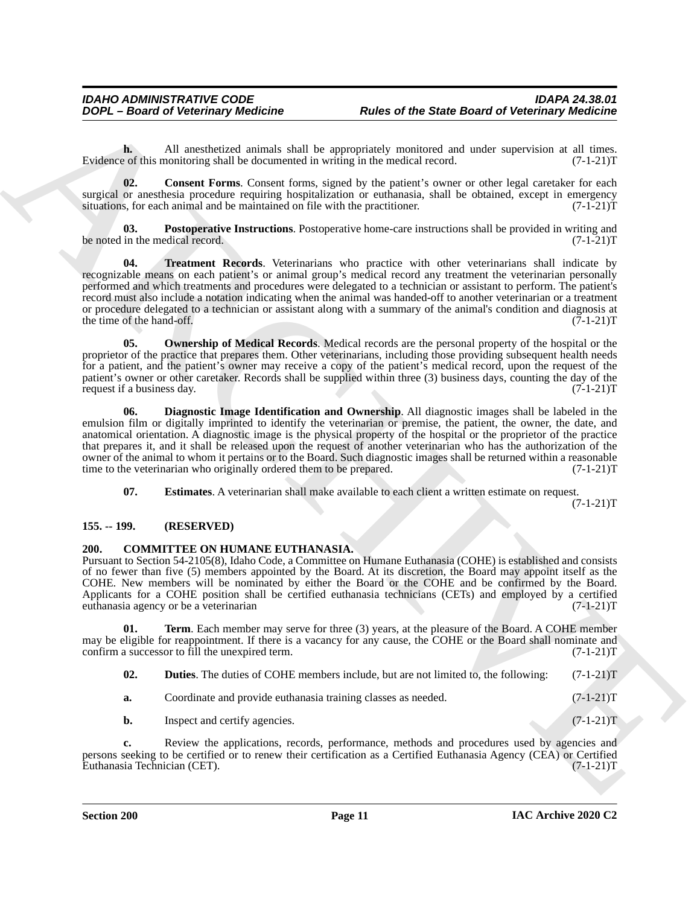**h.** All anesthetized animals shall be appropriately monitored and under supervision at all times. Evidence of this monitoring shall be documented in writing in the medical record. (7-1-21)T

**02. Consent Forms**. Consent forms, signed by the patient's owner or other legal caretaker for each surgical or anesthesia procedure requiring hospitalization or euthanasia, shall be obtained, except in emergency situations, for each animal and be maintained on file with the practitioner. (7-1-21)T

**03. Postoperative Instructions**. Postoperative home-care instructions shall be provided in writing and be noted in the medical record. (7-1-21)T

**04. Treatment Records**. Veterinarians who practice with other veterinarians shall indicate by recognizable means on each patient's or animal group's medical record any treatment the veterinarian personally performed and which treatments and procedures were delegated to a technician or assistant to perform. The patient's record must also include a notation indicating when the animal was handed-off to another veterinarian or a treatment or procedure delegated to a technician or assistant along with a summary of the animal's condition and diagnosis at the time of the hand-off. (7-1-21)T

**05. Ownership of Medical Records**. Medical records are the personal property of the hospital or the proprietor of the practice that prepares them. Other veterinarians, including those providing subsequent health needs for a patient, and the patient's owner may receive a copy of the patient's medical record, upon the request of the patient's owner or other caretaker. Records shall be supplied within three (3) business days, counting the day of the request if a business day. (7-1-21)T

**06. Diagnostic Image Identification and Ownership**. All diagnostic images shall be labeled in the emulsion film or digitally imprinted to identify the veterinarian or premise, the patient, the owner, the date, and anatomical orientation. A diagnostic image is the physical property of the hospital or the proprietor of the practice that prepares it, and it shall be released upon the request of another veterinarian who has the authorization of the owner of the animal to whom it pertains or to the Board. Such diagnostic images shall be returned within a reasonable time to the veterinarian who originally ordered them to be prepared. (7-1-21)T

**07. Estimates**. A veterinarian shall make available to each client a written estimate on request. (7-1-21)T

### 155. -- 199. (RESERVED)

### 200. COMMITTEE ON HUMANE EUTHANASIA.

Pursuant to Section 54-2105(8), Idaho Code, a Committee on Humane Euthanasia (COHE) is established and consists of no fewer than five (5) members appointed by the Board. At its discretion, the Board may appoint itself as the COHE. New members will be nominated by either the Board or the COHE and be confirmed by the Board. Applicants for a COHE position shall be certified euthanasia technicians (CETs) and employed by a certified euthanasia agency or be a veterinarian (7-1-21)T

**01. Term**. Each member may serve for three (3) years, at the pleasure of the Board. A COHE member may be eligible for reappointment. If there is a vacancy for any cause, the COHE or the Board shall nominate and confirm a successor to fill the unexpired term. (7-1-21)T

**02. Duties**. The duties of COHE members include, but are not limited to, the following: (7-1-21)T

**a.** Coordinate and provide euthanasia training classes as needed. (7-1-21)T

**b.** Inspect and certify agencies. (7-1-21)T

**c.** Review the applications, records, performance, methods and procedures used by agencies and persons seeking to be certified or to renew their certification as a Certified Euthanasia Agency (CEA) or Certified Euthanasia Technician (CET). (7-1-21)T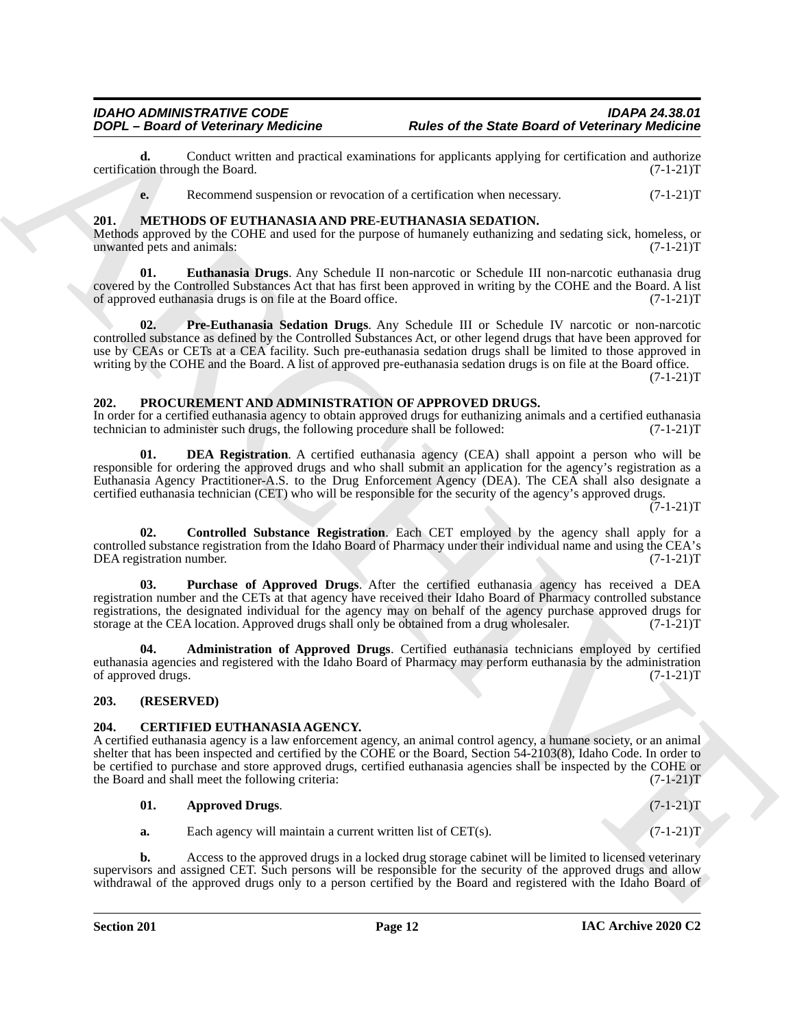**d.** Conduct written and practical examinations for applicants applying for certification and authorize certification through the Board. (7-1-21)T

**e.** Recommend suspension or revocation of a certification when necessary. (7-1-21)T

## 201. METHODS OF EUTHANASIA AND PRE-EUTHANASIA SEDATION.

Methods approved by the COHE and used for the purpose of humanely euthanizing and sedating sick, homeless, or unwanted pets and animals: (7-1-21)T

**01. Euthanasia Drugs**. Any Schedule II non-narcotic or Schedule III non-narcotic euthanasia drug covered by the Controlled Substances Act that has first been approved in writing by the COHE and the Board. A list of approved euthanasia drugs is on file at the Board office. (7-1-21)T

**02. Pre-Euthanasia Sedation Drugs**. Any Schedule III or Schedule IV narcotic or non-narcotic controlled substance as defined by the Controlled Substances Act, or other legend drugs that have been approved for use by CEAs or CETs at a CEA facility. Such pre-euthanasia sedation drugs shall be limited to those approved in writing by the COHE and the Board. A list of approved pre-euthanasia sedation drugs is on file at the Board office. (7-1-21)T

## 202. PROCUREMENT AND ADMINISTRATION OF APPROVED DRUGS.

In order for a certified euthanasia agency to obtain approved drugs for euthanizing animals and a certified euthanasia technician to administer such drugs, the following procedure shall be followed: (7-1-21)T

**01. DEA Registration**. A certified euthanasia agency (CEA) shall appoint a person who will be responsible for ordering the approved drugs and who shall submit an application for the agency's registration as a Euthanasia Agency Practitioner-A.S. to the Drug Enforcement Agency (DEA). The CEA shall also designate a certified euthanasia technician (CET) who will be responsible for the security of the agency's approved drugs. (7-1-21)T

**02. Controlled Substance Registration**. Each CET employed by the agency shall apply for a controlled substance registration from the Idaho Board of Pharmacy under their individual name and using the CEA's DEA registration number. (7-1-21)T

**03. Purchase of Approved Drugs**. After the certified euthanasia agency has received a DEA registration number and the CETs at that agency have received their Idaho Board of Pharmacy controlled substance registrations, the designated individual for the agency may on behalf of the agency purchase approved drugs for storage at the CEA location. Approved drugs shall only be obtained from a drug wholesaler. (7-1-21)T

**04. Administration of Approved Drugs**. Certified euthanasia technicians employed by certified euthanasia agencies and registered with the Idaho Board of Pharmacy may perform euthanasia by the administration of approved drugs. (7-1-21)T

## 203. (RESERVED)

## 204. CERTIFIED EUTHANASIA AGENCY.

A certified euthanasia agency is a law enforcement agency, an animal control agency, a humane society, or an animal shelter that has been inspected and certified by the COHE or the Board, Section 54-2103(8), Idaho Code. In order to be certified to purchase and store approved drugs, certified euthanasia agencies shall be inspected by the COHE or the Board and shall meet the following criteria: (7-1-21)T

**01. Approved Drugs**. (7-1-21)T

**a.** Each agency will maintain a current written list of CET(s). (7-1-21)T

**b.** Access to the approved drugs in a locked drug storage cabinet will be limited to licensed veterinary supervisors and assigned CET. Such persons will be responsible for the security of the approved drugs and allow withdrawal of the approved drugs only to a person certified by the Board and registered with the Idaho Board of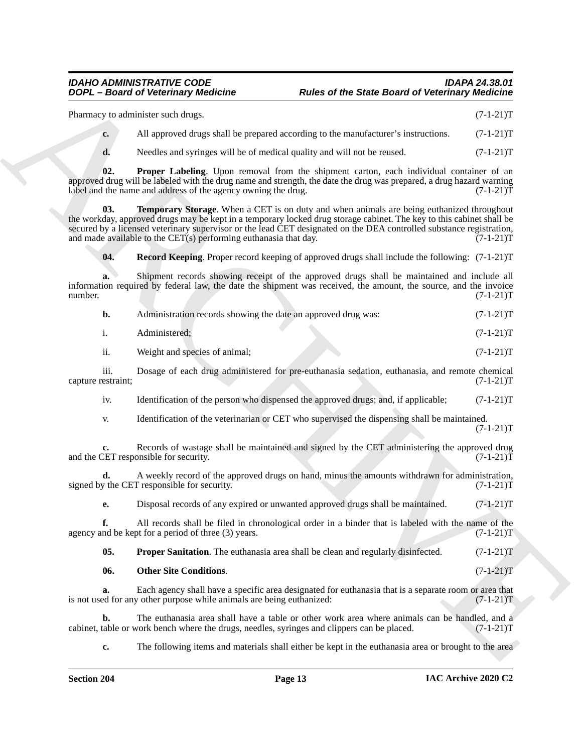Pharmacy to administer such drugs. (7-1-21)T

**c.** All approved drugs shall be prepared according to the manufacturer's instructions. (7-1-21)T

**d.** Needles and syringes will be of medical quality and will not be reused. (7-1-21)T

**02. Proper Labeling**. Upon removal from the shipment carton, each individual container of an approved drug will be labeled with the drug name and strength, the date the drug was prepared, a drug hazard warning label and the name and address of the agency owning the drug. (7-1-21)T

**03. Temporary Storage**. When a CET is on duty and when animals are being euthanized throughout the workday, approved drugs may be kept in a temporary locked drug storage cabinet. The key to this cabinet shall be secured by a licensed veterinary supervisor or the lead CET designated on the DEA controlled substance registration, and made available to the CET(s) performing euthanasia that day. (7-1-21)T

**04. Record Keeping**. Proper record keeping of approved drugs shall include the following: (7-1-21)T

**a.** Shipment records showing receipt of the approved drugs shall be maintained and include all information required by federal law, the date the shipment was received, the amount, the source, and the invoice number. (7-1-21)T

**b.** Administration records showing the date an approved drug was: (7-1-21)T

i. Administered; (7-1-21)T

ii. Weight and species of animal; (7-1-21)T

iii. Dosage of each drug administered for pre-euthanasia sedation, euthanasia, and remote chemical capture restraint; (7-1-21)T

iv. Identification of the person who dispensed the approved drugs; and, if applicable; (7-1-21)T

v. Identification of the veterinarian or CET who supervised the dispensing shall be maintained. (7-1-21)T

**c.** Records of wastage shall be maintained and signed by the CET administering the approved drug and the CET responsible for security. (7-1-21)T

**d.** A weekly record of the approved drugs on hand, minus the amounts withdrawn for administration, signed by the CET responsible for security. (7-1-21)T

**e.** Disposal records of any expired or unwanted approved drugs shall be maintained. (7-1-21)T

**f.** All records shall be filed in chronological order in a binder that is labeled with the name of the agency and be kept for a period of three (3) years. (7-1-21)T

**05. Proper Sanitation**. The euthanasia area shall be clean and regularly disinfected. (7-1-21)T

**06. Other Site Conditions**. (7-1-21)T

**a.** Each agency shall have a specific area designated for euthanasia that is a separate room or area that is not used for any other purpose while animals are being euthanized: (7-1-21)T

**b.** The euthanasia area shall have a table or other work area where animals can be handled, and a cabinet, table or work bench where the drugs, needles, syringes and clippers can be placed. (7-1-21)T

**c.** The following items and materials shall either be kept in the euthanasia area or brought to the area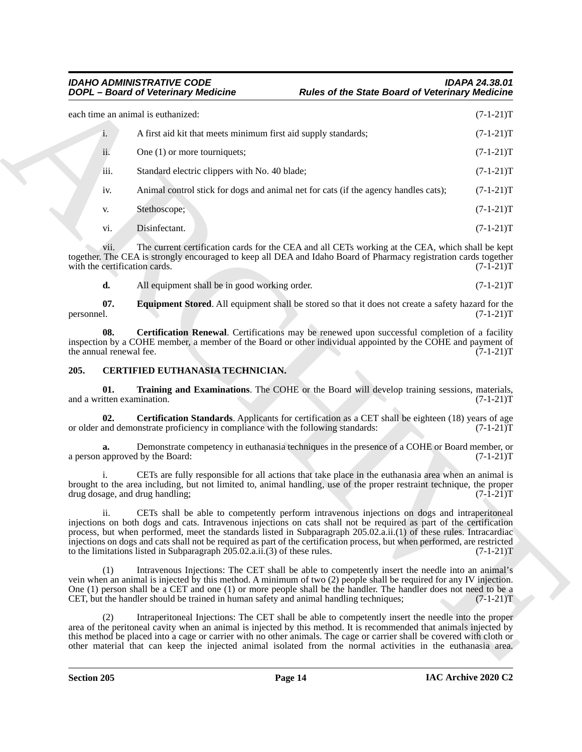each time an animal is euthanized: (7-1-21)T

i. A first aid kit that meets minimum first aid supply standards; (7-1-21)T

ii. One (1) or more tourniquets; (7-1-21)T

iii. Standard electric clippers with No. 40 blade; (7-1-21)T

iv. Animal control stick for dogs and animal net for cats (if the agency handles cats); (7-1-21)T

v. Stethoscope; (7-1-21)T

vi. Disinfectant. (7-1-21)T

vii. The current certification cards for the CEA and all CETs working at the CEA, which shall be kept together. The CEA is strongly encouraged to keep all DEA and Idaho Board of Pharmacy registration cards together with the certification cards. (7-1-21)T

**d.** All equipment shall be in good working order. (7-1-21)T

**07. Equipment Stored**. All equipment shall be stored so that it does not create a safety hazard for the personnel. (7-1-21)T

**08. Certification Renewal**. Certifications may be renewed upon successful completion of a facility inspection by a COHE member, a member of the Board or other individual appointed by the COHE and payment of the annual renewal fee. (7-1-21)T

## 205. CERTIFIED EUTHANASIA TECHNICIAN.

**01. Training and Examinations**. The COHE or the Board will develop training sessions, materials, and a written examination. (7-1-21)T

**02. Certification Standards**. Applicants for certification as a CET shall be eighteen (18) years of age or older and demonstrate proficiency in compliance with the following standards: (7-1-21)T

**a.** Demonstrate competency in euthanasia techniques in the presence of a COHE or Board member, or a person approved by the Board: (7-1-21)T

i. CETs are fully responsible for all actions that take place in the euthanasia area when an animal is brought to the area including, but not limited to, animal handling, use of the proper restraint technique, the proper drug dosage, and drug handling; (7-1-21)T

ii. CETs shall be able to competently perform intravenous injections on dogs and intraperitoneal injections on both dogs and cats. Intravenous injections on cats shall not be required as part of the certification process, but when performed, meet the standards listed in Subparagraph 205.02.a.ii.(1) of these rules. Intracardiac injections on dogs and cats shall not be required as part of the certification process, but when performed, are restricted to the limitations listed in Subparagraph 205.02.a.ii.(3) of these rules. (7-1-21)T

(1) Intravenous Injections: The CET shall be able to competently insert the needle into an animal's vein when an animal is injected by this method. A minimum of two (2) people shall be required for any IV injection. One (1) person shall be a CET and one (1) or more people shall be the handler. The handler does not need to be a CET, but the handler should be trained in human safety and animal handling techniques; (7-1-21)T

(2) Intraperitoneal Injections: The CET shall be able to competently insert the needle into the proper area of the peritoneal cavity when an animal is injected by this method. It is recommended that animals injected by this method be placed into a cage or carrier with no other animals. The cage or carrier shall be covered with cloth or other material that can keep the injected animal isolated from the normal activities in the euthanasia area.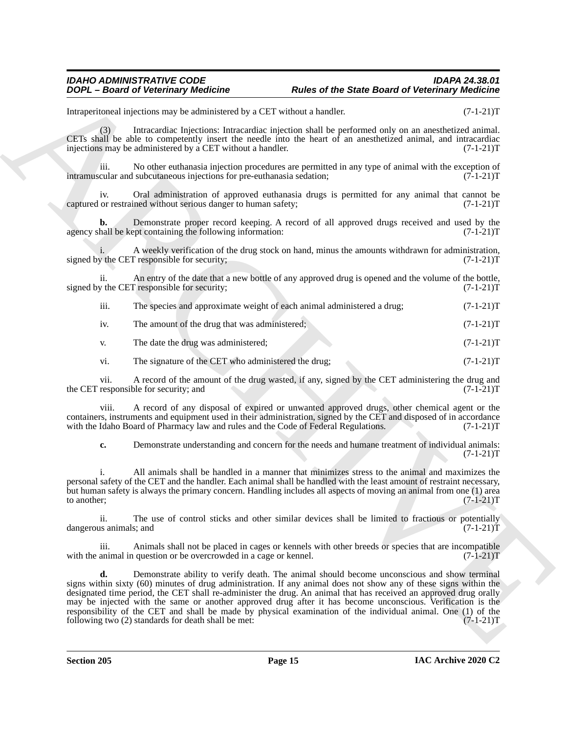Intraperitoneal injections may be administered by a CET without a handler. (7-1-21)T

(3) Intracardiac Injections: Intracardiac injection shall be performed only on an anesthetized animal. CETs shall be able to competently insert the needle into the heart of an anesthetized animal, and intracardiac injections may be administered by a CET without a handler. (7-1-21)T

iii. No other euthanasia injection procedures are permitted in any type of animal with the exception of intramuscular and subcutaneous injections for pre-euthanasia sedation; (7-1-21)T

iv. Oral administration of approved euthanasia drugs is permitted for any animal that cannot be captured or restrained without serious danger to human safety; (7-1-21)T

**b.** Demonstrate proper record keeping. A record of all approved drugs received and used by the agency shall be kept containing the following information: (7-1-21)T

i. A weekly verification of the drug stock on hand, minus the amounts withdrawn for administration, signed by the CET responsible for security; (7-1-21)T

ii. An entry of the date that a new bottle of any approved drug is opened and the volume of the bottle, signed by the CET responsible for security; (7-1-21)T

iii. The species and approximate weight of each animal administered a drug; (7-1-21)T

iv. The amount of the drug that was administered; (7-1-21)T

v. The date the drug was administered; (7-1-21)T

vi. The signature of the CET who administered the drug; (7-1-21)T

vii. A record of the amount of the drug wasted, if any, signed by the CET administering the drug and the CET responsible for security; and (7-1-21)T

viii. A record of any disposal of expired or unwanted approved drugs, other chemical agent or the containers, instruments and equipment used in their administration, signed by the CET and disposed of in accordance with the Idaho Board of Pharmacy law and rules and the Code of Federal Regulations. (7-1-21)T

**c.** Demonstrate understanding and concern for the needs and humane treatment of individual animals: (7-1-21)T

i. All animals shall be handled in a manner that minimizes stress to the animal and maximizes the personal safety of the CET and the handler. Each animal shall be handled with the least amount of restraint necessary, but human safety is always the primary concern. Handling includes all aspects of moving an animal from one (1) area to another; (7-1-21)T

ii. The use of control sticks and other similar devices shall be limited to fractious or potentially dangerous animals; and (7-1-21)T

iii. Animals shall not be placed in cages or kennels with other breeds or species that are incompatible with the animal in question or be overcrowded in a cage or kennel. (7-1-21)T

**d.** Demonstrate ability to verify death. The animal should become unconscious and show terminal signs within sixty (60) minutes of drug administration. If any animal does not show any of these signs within the designated time period, the CET shall re-administer the drug. An animal that has received an approved drug orally may be injected with the same or another approved drug after it has become unconscious. Verification is the responsibility of the CET and shall be made by physical examination of the individual animal. One (1) of the following two (2) standards for death shall be met: (7-1-21)T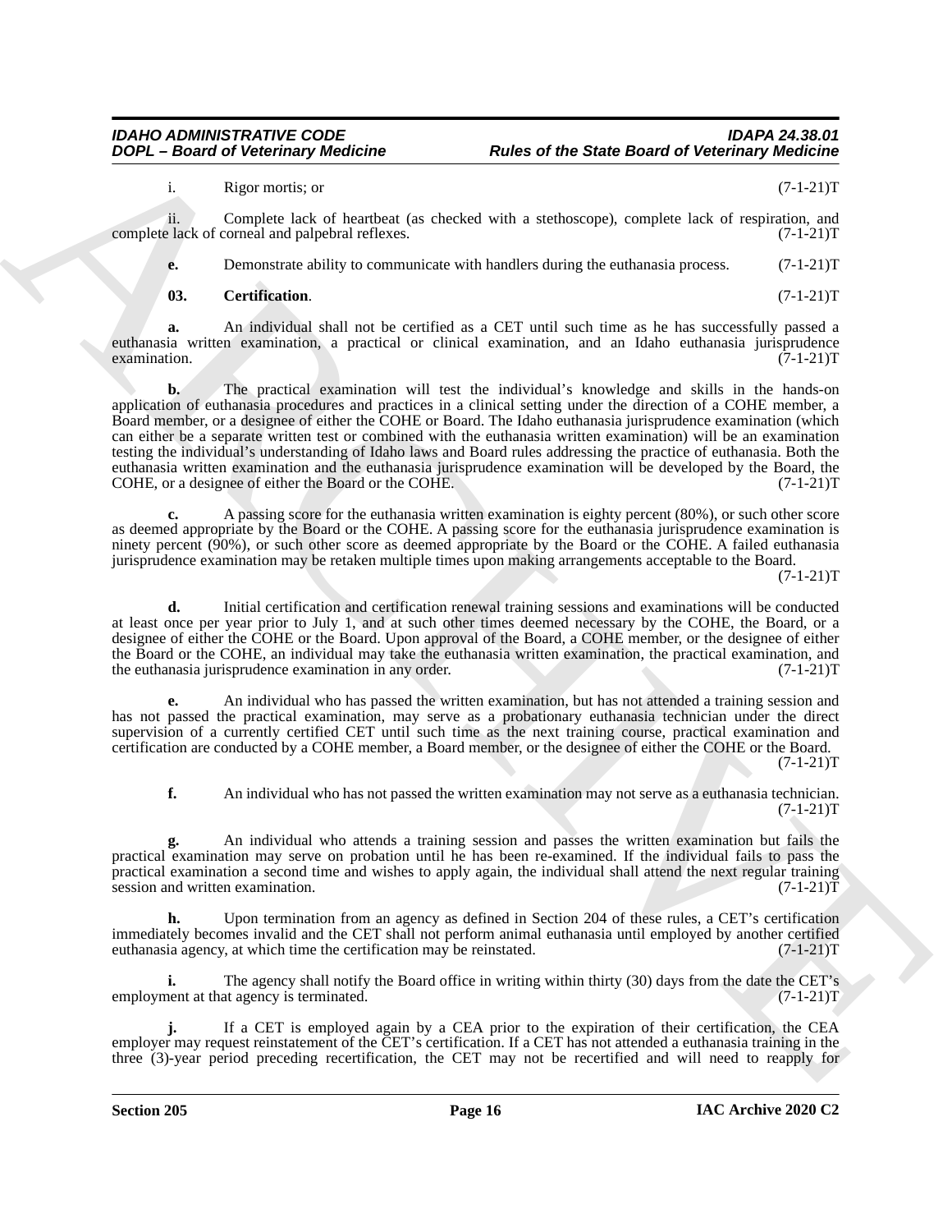i. Rigor mortis; or (7-1-21)T

ii. Complete lack of heartbeat (as checked with a stethoscope), complete lack of respiration, and complete lack of corneal and palpebral reflexes. (7-1-21)T

**e.** Demonstrate ability to communicate with handlers during the euthanasia process. (7-1-21)T

**03. Certification**. (7-1-21)T

**a.** An individual shall not be certified as a CET until such time as he has successfully passed a euthanasia written examination, a practical or clinical examination, and an Idaho euthanasia jurisprudence examination. (7-1-21)T

**b.** The practical examination will test the individual's knowledge and skills in the hands-on application of euthanasia procedures and practices in a clinical setting under the direction of a COHE member, a Board member, or a designee of either the COHE or Board. The Idaho euthanasia jurisprudence examination (which can either be a separate written test or combined with the euthanasia written examination) will be an examination testing the individual's understanding of Idaho laws and Board rules addressing the practice of euthanasia. Both the euthanasia written examination and the euthanasia jurisprudence examination will be developed by the Board, the COHE, or a designee of either the Board or the COHE. (7-1-21)T

**c.** A passing score for the euthanasia written examination is eighty percent (80%), or such other score as deemed appropriate by the Board or the COHE. A passing score for the euthanasia jurisprudence examination is ninety percent (90%), or such other score as deemed appropriate by the Board or the COHE. A failed euthanasia jurisprudence examination may be retaken multiple times upon making arrangements acceptable to the Board. (7-1-21)T

**d.** Initial certification and certification renewal training sessions and examinations will be conducted at least once per year prior to July 1, and at such other times deemed necessary by the COHE, the Board, or a designee of either the COHE or the Board. Upon approval of the Board, a COHE member, or the designee of either the Board or the COHE, an individual may take the euthanasia written examination, the practical examination, and the euthanasia jurisprudence examination in any order. (7-1-21)T

**e.** An individual who has passed the written examination, but has not attended a training session and has not passed the practical examination, may serve as a probationary euthanasia technician under the direct supervision of a currently certified CET until such time as the next training course, practical examination and certification are conducted by a COHE member, a Board member, or the designee of either the COHE or the Board. (7-1-21)T

**f.** An individual who has not passed the written examination may not serve as a euthanasia technician. (7-1-21)T

**g.** An individual who attends a training session and passes the written examination but fails the practical examination may serve on probation until he has been re-examined. If the individual fails to pass the practical examination a second time and wishes to apply again, the individual shall attend the next regular training session and written examination. (7-1-21)T

**h.** Upon termination from an agency as defined in Section 204 of these rules, a CET's certification immediately becomes invalid and the CET shall not perform animal euthanasia until employed by another certified euthanasia agency, at which time the certification may be reinstated. (7-1-21)T

**i.** The agency shall notify the Board office in writing within thirty (30) days from the date the CET's employment at that agency is terminated. (7-1-21)T

**j.** If a CET is employed again by a CEA prior to the expiration of their certification, the CEA employer may request reinstatement of the CET's certification. If a CET has not attended a euthanasia training in the three (3)-year period preceding recertification, the CET may not be recertified and will need to reapply for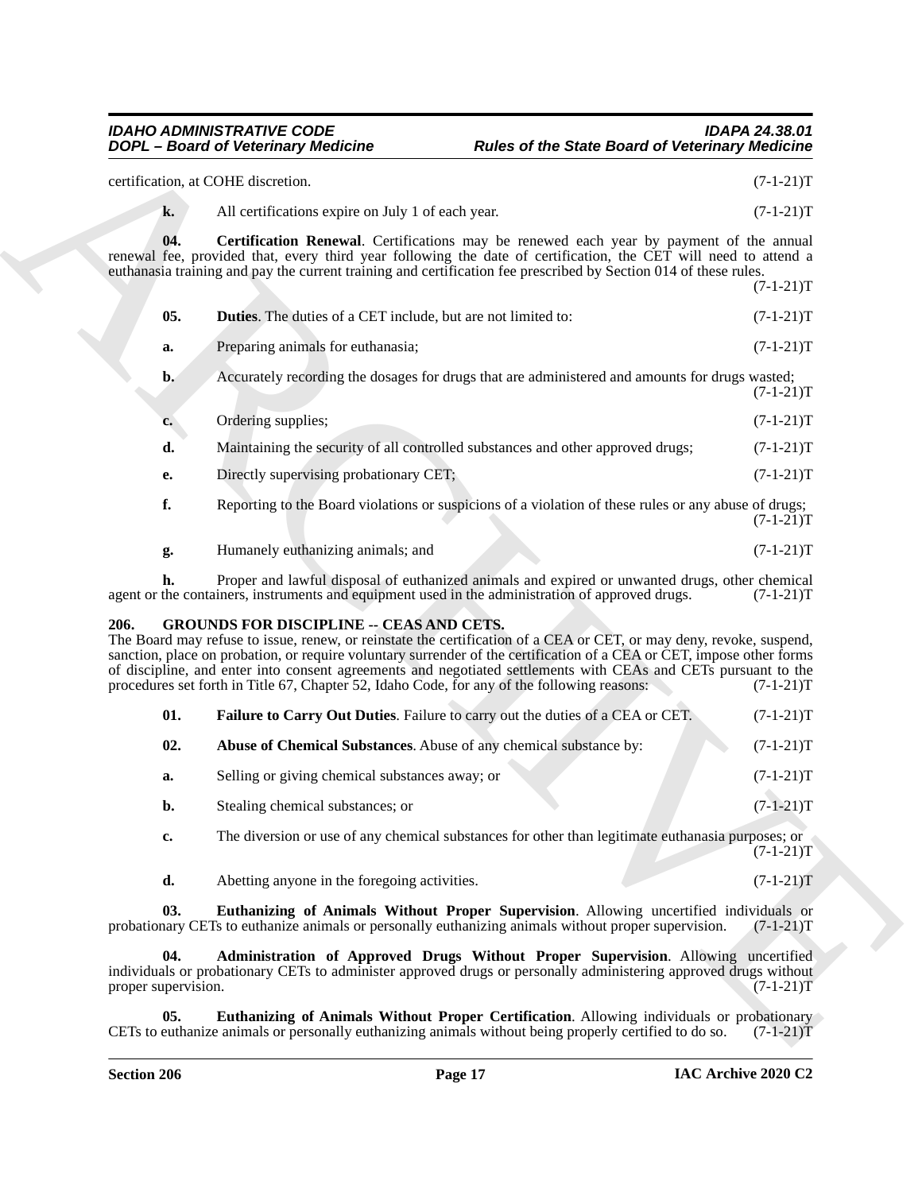certification, at COHE discretion. (7-1-21)T

**k.** All certifications expire on July 1 of each year. (7-1-21)T

**04. Certification Renewal**. Certifications may be renewed each year by payment of the annual renewal fee, provided that, every third year following the date of certification, the CET will need to attend a euthanasia training and pay the current training and certification fee prescribed by Section 014 of these rules. (7-1-21)T

**05. Duties**. The duties of a CET include, but are not limited to: (7-1-21)T

**a.** Preparing animals for euthanasia; (7-1-21)T

**b.** Accurately recording the dosages for drugs that are administered and amounts for drugs wasted; (7-1-21)T

**c.** Ordering supplies; (7-1-21)T

**d.** Maintaining the security of all controlled substances and other approved drugs; (7-1-21)T

**e.** Directly supervising probationary CET; (7-1-21)T

**f.** Reporting to the Board violations or suspicions of a violation of these rules or any abuse of drugs; (7-1-21)T

**g.** Humanely euthanizing animals; and (7-1-21)T

**h.** Proper and lawful disposal of euthanized animals and expired or unwanted drugs, other chemical agent or the containers, instruments and equipment used in the administration of approved drugs. (7-1-21)T

## 206. GROUNDS FOR DISCIPLINE -- CEAS AND CETS.

The Board may refuse to issue, renew, or reinstate the certification of a CEA or CET, or may deny, revoke, suspend, sanction, place on probation, or require voluntary surrender of the certification of a CEA or CET, impose other forms of discipline, and enter into consent agreements and negotiated settlements with CEAs and CETs pursuant to the procedures set forth in Title 67, Chapter 52, Idaho Code, for any of the following reasons: (7-1-21)T

**01. Failure to Carry Out Duties**. Failure to carry out the duties of a CEA or CET. (7-1-21)T

**02. Abuse of Chemical Substances**. Abuse of any chemical substance by: (7-1-21)T

**a.** Selling or giving chemical substances away; or (7-1-21)T

**b.** Stealing chemical substances; or (7-1-21)T

**c.** The diversion or use of any chemical substances for other than legitimate euthanasia purposes; or (7-1-21)T

**d.** Abetting anyone in the foregoing activities. (7-1-21)T

**03. Euthanizing of Animals Without Proper Supervision**. Allowing uncertified individuals or probationary CETs to euthanize animals or personally euthanizing animals without proper supervision. (7-1-21)T

**04. Administration of Approved Drugs Without Proper Supervision**. Allowing uncertified individuals or probationary CETs to administer approved drugs or personally administering approved drugs without proper supervision. (7-1-21)T

**05. Euthanizing of Animals Without Proper Certification**. Allowing individuals or probationary CETs to euthanize animals or personally euthanizing animals without being properly certified to do so. (7-1-21)T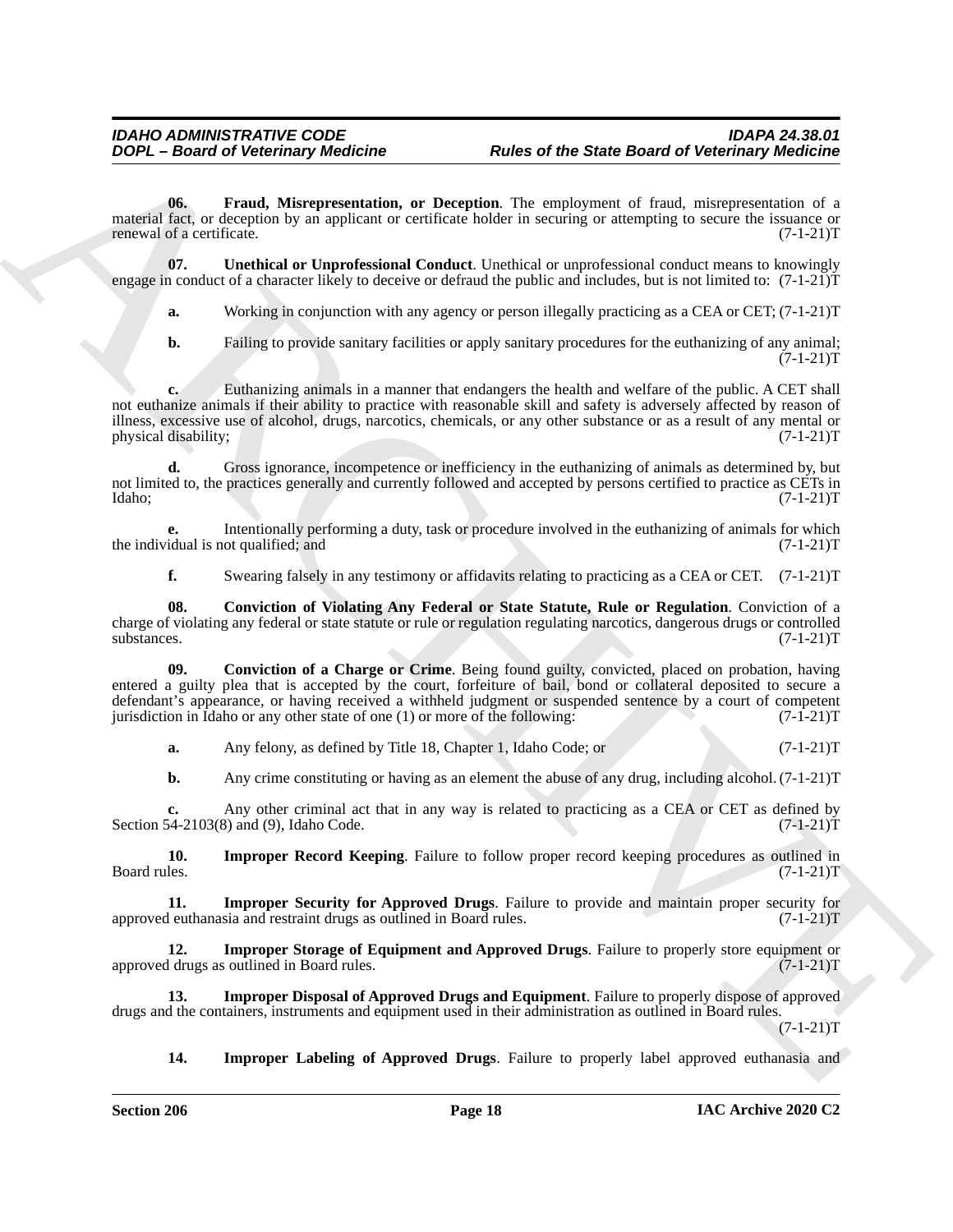**06. Fraud, Misrepresentation, or Deception**. The employment of fraud, misrepresentation of a material fact, or deception by an applicant or certificate holder in securing or attempting to secure the issuance or renewal of a certificate. (7-1-21)T

**07. Unethical or Unprofessional Conduct**. Unethical or unprofessional conduct means to knowingly engage in conduct of a character likely to deceive or defraud the public and includes, but is not limited to: (7-1-21)T

**a.** Working in conjunction with any agency or person illegally practicing as a CEA or CET; (7-1-21)T

**b.** Failing to provide sanitary facilities or apply sanitary procedures for the euthanizing of any animal; (7-1-21)T

**c.** Euthanizing animals in a manner that endangers the health and welfare of the public. A CET shall not euthanize animals if their ability to practice with reasonable skill and safety is adversely affected by reason of illness, excessive use of alcohol, drugs, narcotics, chemicals, or any other substance or as a result of any mental or physical disability; (7-1-21)T

**d.** Gross ignorance, incompetence or inefficiency in the euthanizing of animals as determined by, but not limited to, the practices generally and currently followed and accepted by persons certified to practice as CETs in Idaho; (7-1-21)T

**e.** Intentionally performing a duty, task or procedure involved in the euthanizing of animals for which the individual is not qualified; and (7-1-21)T

**f.** Swearing falsely in any testimony or affidavits relating to practicing as a CEA or CET. (7-1-21)T

**08. Conviction of Violating Any Federal or State Statute, Rule or Regulation**. Conviction of a charge of violating any federal or state statute or rule or regulation regulating narcotics, dangerous drugs or controlled substances. (7-1-21)T

**09. Conviction of a Charge or Crime**. Being found guilty, convicted, placed on probation, having entered a guilty plea that is accepted by the court, forfeiture of bail, bond or collateral deposited to secure a defendant's appearance, or having received a withheld judgment or suspended sentence by a court of competent jurisdiction in Idaho or any other state of one (1) or more of the following: (7-1-21)T

**a.** Any felony, as defined by Title 18, Chapter 1, Idaho Code; or (7-1-21)T

**b.** Any crime constituting or having as an element the abuse of any drug, including alcohol. (7-1-21)T

**c.** Any other criminal act that in any way is related to practicing as a CEA or CET as defined by Section 54-2103(8) and (9), Idaho Code. (7-1-21)T

**10. Improper Record Keeping**. Failure to follow proper record keeping procedures as outlined in Board rules. (7-1-21)T

**11. Improper Security for Approved Drugs**. Failure to provide and maintain proper security for approved euthanasia and restraint drugs as outlined in Board rules. (7-1-21)T

**12. Improper Storage of Equipment and Approved Drugs**. Failure to properly store equipment or approved drugs as outlined in Board rules. (7-1-21)T

**13. Improper Disposal of Approved Drugs and Equipment**. Failure to properly dispose of approved drugs and the containers, instruments and equipment used in their administration as outlined in Board rules. (7-1-21)T

**14. Improper Labeling of Approved Drugs**. Failure to properly label approved euthanasia and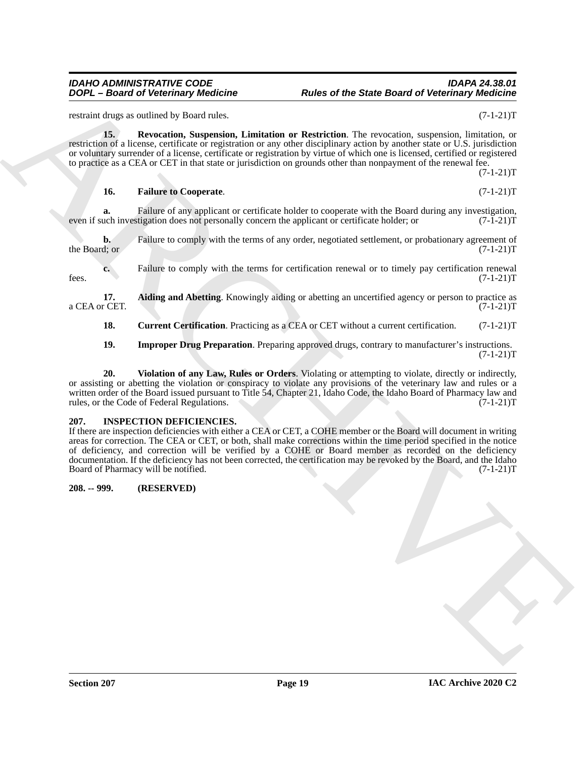restraint drugs as outlined by Board rules. (7-1-21)T

**15. Revocation, Suspension, Limitation or Restriction**. The revocation, suspension, limitation, or restriction of a license, certificate or registration or any other disciplinary action by another state or U.S. jurisdiction or voluntary surrender of a license, certificate or registration by virtue of which one is licensed, certified or registered to practice as a CEA or CET in that state or jurisdiction on grounds other than nonpayment of the renewal fee. (7-1-21)T

**16. Failure to Cooperate**. (7-1-21)T

**a.** Failure of any applicant or certificate holder to cooperate with the Board during any investigation, even if such investigation does not personally concern the applicant or certificate holder; or (7-1-21)T

**b.** Failure to comply with the terms of any order, negotiated settlement, or probationary agreement of the Board; or (7-1-21)T

**c.** Failure to comply with the terms for certification renewal or to timely pay certification renewal fees. (7-1-21)T

**17. Aiding and Abetting**. Knowingly aiding or abetting an uncertified agency or person to practice as a CEA or CET. (7-1-21)T

**18. Current Certification**. Practicing as a CEA or CET without a current certification. (7-1-21)T

**19. Improper Drug Preparation**. Preparing approved drugs, contrary to manufacturer's instructions. (7-1-21)T

**20. Violation of any Law, Rules or Orders**. Violating or attempting to violate, directly or indirectly, or assisting or abetting the violation or conspiracy to violate any provisions of the veterinary law and rules or a written order of the Board issued pursuant to Title 54, Chapter 21, Idaho Code, the Idaho Board of Pharmacy law and rules, or the Code of Federal Regulations. (7-1-21)T

## 207. INSPECTION DEFICIENCIES.

If there are inspection deficiencies with either a CEA or CET, a COHE member or the Board will document in writing areas for correction. The CEA or CET, or both, shall make corrections within the time period specified in the notice of deficiency, and correction will be verified by a COHE or Board member as recorded on the deficiency documentation. If the deficiency has not been corrected, the certification may be revoked by the Board, and the Idaho Board of Pharmacy will be notified. (7-1-21)T

## 208. -- 999. (RESERVED)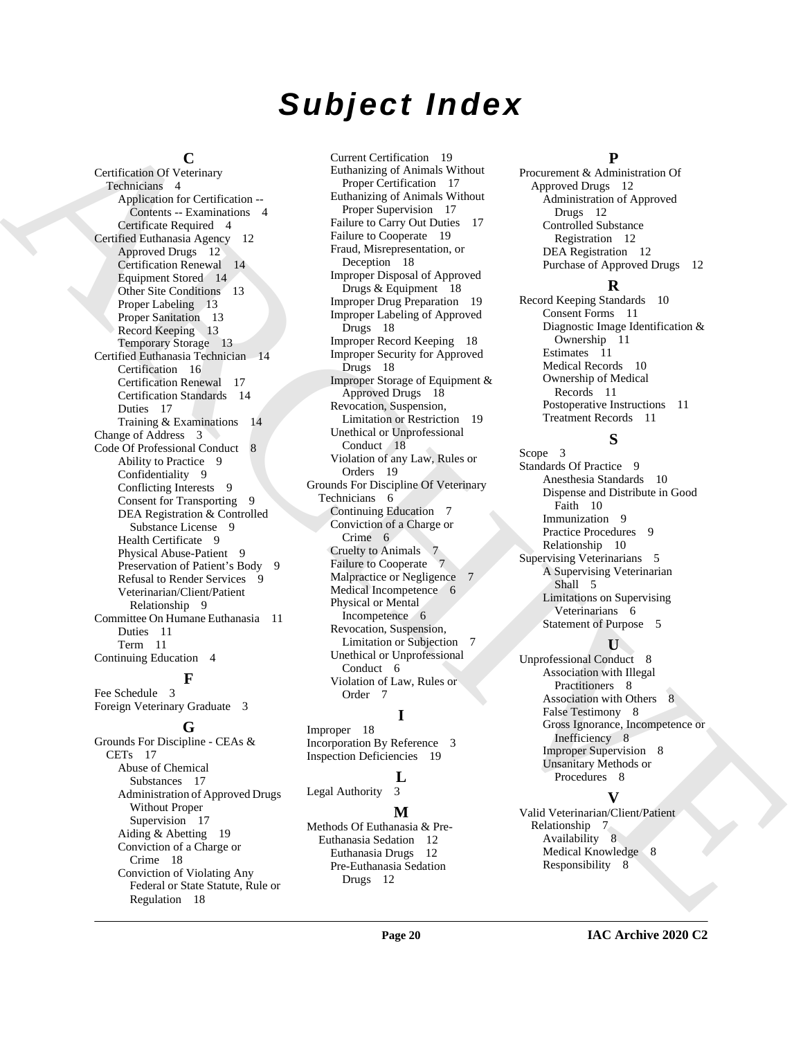# Subject Index

## C

Certification Of Veterinary Technicians 4
- Application for Certification -- Contents -- Examinations 4
- Certificate Required 4

Certified Euthanasia Agency 12
- Approved Drugs 12
- Certification Renewal 14
- Equipment Stored 14
- Other Site Conditions 13
- Proper Labeling 13
- Proper Sanitation 13
- Record Keeping 13
- Temporary Storage 13

Certified Euthanasia Technician 14
- Certification 16
- Certification Renewal 17
- Certification Standards 14
- Duties 17
- Training & Examinations 14

Change of Address 3

Code Of Professional Conduct 8
- Ability to Practice 9
- Confidentiality 9
- Conflicting Interests 9
- Consent for Transporting 9
- DEA Registration & Controlled Substance License 9
- Health Certificate 9
- Physical Abuse-Patient 9
- Preservation of Patient's Body 9
- Refusal to Render Services 9
- Veterinarian/Client/Patient Relationship 9

Committee On Humane Euthanasia 11
- Duties 11
- Term 11

Continuing Education 4

## F

Fee Schedule 3

Foreign Veterinary Graduate 3

## G

Grounds For Discipline - CEAs & CETs 17
- Abuse of Chemical Substances 17
- Administration of Approved Drugs Without Proper Supervision 17
- Aiding & Abetting 19
- Conviction of a Charge or Crime 18
- Conviction of Violating Any Federal or State Statute, Rule or Regulation 18
- Current Certification 19
- Euthanizing of Animals Without Proper Certification 17
- Euthanizing of Animals Without Proper Supervision 17
- Failure to Carry Out Duties 17
- Failure to Cooperate 19
- Fraud, Misrepresentation, or Deception 18
- Improper Disposal of Approved Drugs & Equipment 18
- Improper Drug Preparation 19
- Improper Labeling of Approved Drugs 18
- Improper Record Keeping 18
- Improper Security for Approved Drugs 18
- Improper Storage of Equipment & Approved Drugs 18
- Revocation, Suspension, Limitation or Restriction 19
- Unethical or Unprofessional Conduct 18
- Violation of any Law, Rules or Orders 19

Grounds For Discipline Of Veterinary Technicians 6
- Continuing Education 7
- Conviction of a Charge or Crime 6
- Cruelty to Animals 7
- Failure to Cooperate 7
- Malpractice or Negligence 7
- Medical Incompetence 6
- Physical or Mental Incompetence 6
- Revocation, Suspension, Limitation or Subjection 7
- Unethical or Unprofessional Conduct 6
- Violation of Law, Rules or Order 7

## I

Improper 18

Incorporation By Reference 3

Inspection Deficiencies 19

## L

Legal Authority 3

## M

Methods Of Euthanasia & Pre-Euthanasia Sedation 12
- Euthanasia Drugs 12
- Pre-Euthanasia Sedation Drugs 12

## P

Procurement & Administration Of Approved Drugs 12
- Administration of Approved Drugs 12
- Controlled Substance Registration 12
- DEA Registration 12
- Purchase of Approved Drugs 12

## R

Record Keeping Standards 10
- Consent Forms 11
- Diagnostic Image Identification & Ownership 11
- Estimates 11
- Medical Records 10
- Ownership of Medical Records 11
- Postoperative Instructions 11
- Treatment Records 11

## S

Scope 3

Standards Of Practice 9
- Anesthesia Standards 10
- Dispense and Distribute in Good Faith 10
- Immunization 9
- Practice Procedures 9
- Relationship 10

Supervising Veterinarians 5
- A Supervising Veterinarian Shall 5
- Limitations on Supervising Veterinarians 6
- Statement of Purpose 5

## U

Unprofessional Conduct 8
- Association with Illegal Practitioners 8
- Association with Others 8
- False Testimony 8
- Gross Ignorance, Incompetence or Inefficiency 8
- Improper Supervision 8
- Unsanitary Methods or Procedures 8

## V

Valid Veterinarian/Client/Patient Relationship 7
- Availability 8
- Medical Knowledge 8
- Responsibility 8